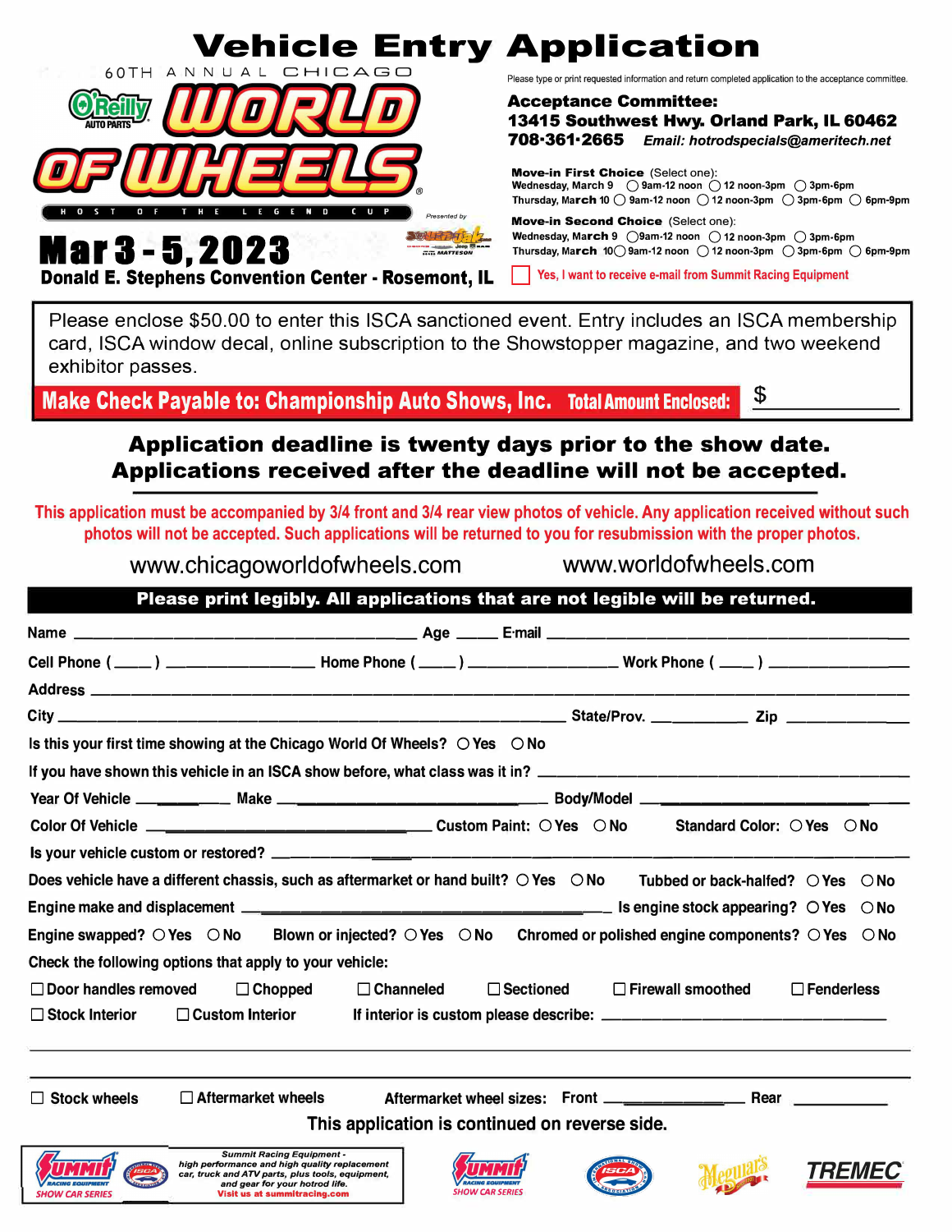# Vehicle Entry Application

60TH ANNUAL CHICAGO

O'Reilly AUTO PARTS

# WORLD OF WHEELS

HOST OF THE LEGEND CUP

Presented by

## Mar 3 - 5, 2023

**Donald E. Stephens Convention Center - Rosemont, IL**

Please type or print requested information and return completed application to the acceptance committee.

**Acceptance Committee:**
**13415 Southwest Hwy. Orland Park, IL 60462**
**708·361·2665** *Email: hotrodspecials@ameritech.net*

**Move-in First Choice** (Select one):
Wednesday, March 9 ◯ 9am-12 noon ◯ 12 noon-3pm ◯ 3pm-6pm
Thursday, March 10 ◯ 9am-12 noon ◯ 12 noon-3pm ◯ 3pm-6pm ◯ 6pm-9pm

**Move-in Second Choice** (Select one):
Wednesday, March 9 ◯ 9am-12 noon ◯ 12 noon-3pm ◯ 3pm-6pm
Thursday, March 10 ◯ 9am-12 noon ◯ 12 noon-3pm ◯ 3pm-6pm ◯ 6pm-9pm

☐ Yes, I want to receive e-mail from Summit Racing Equipment

Please enclose $50.00 to enter this ISCA sanctioned event. Entry includes an ISCA membership card, ISCA window decal, online subscription to the Showstopper magazine, and two weekend exhibitor passes.

**Make Check Payable to: Championship Auto Shows, Inc.** **Total Amount Enclosed:** $ ____________

**Application deadline is twenty days prior to the show date.**
**Applications received after the deadline will not be accepted.**

This application must be accompanied by 3/4 front and 3/4 rear view photos of vehicle. Any application received without such photos will not be accepted. Such applications will be returned to you for resubmission with the proper photos.

www.chicagoworldofwheels.com www.worldofwheels.com

**Please print legibly. All applications that are not legible will be returned.**

Name ______________________ Age _____ E-mail ______________________

Cell Phone ( ____ ) ______________ Home Phone ( ____ ) ______________ Work Phone ( ____ ) ______________

Address ____________________________________________

City ______________________ State/Prov. __________ Zip __________

Is this your first time showing at the Chicago World Of Wheels? ◯ Yes ◯ No

If you have shown this vehicle in an ISCA show before, what class was it in? ______________________

Year Of Vehicle ________ Make ______________________ Body/Model ______________________

Color Of Vehicle ______________________ Custom Paint: ◯ Yes ◯ No Standard Color: ◯ Yes ◯ No

Is your vehicle custom or restored? ______________________

Does vehicle have a different chassis, such as aftermarket or hand built? ◯ Yes ◯ No Tubbed or back-halfed? ◯ Yes ◯ No

Engine make and displacement ______________________ Is engine stock appearing? ◯ Yes ◯ No

Engine swapped? ◯ Yes ◯ No Blown or injected? ◯ Yes ◯ No Chromed or polished engine components? ◯ Yes ◯ No

Check the following options that apply to your vehicle:

☐ Door handles removed ☐ Chopped ☐ Channeled ☐ Sectioned ☐ Firewall smoothed ☐ Fenderless

☐ Stock Interior ☐ Custom Interior If interior is custom please describe: ______________________

____________________________________________

____________________________________________

☐ Stock wheels ☐ Aftermarket wheels Aftermarket wheel sizes: Front ____________ Rear ____________

**This application is continued on reverse side.**

Summit Racing Equipment - high performance and high quality replacement car, truck and ATV parts, plus tools, equipment, and gear for your hotrod life. Visit us at summitracing.com

SUMMIT RACING EQUIPMENT SHOW CAR SERIES · ISCA · Meguiar's · TREMEC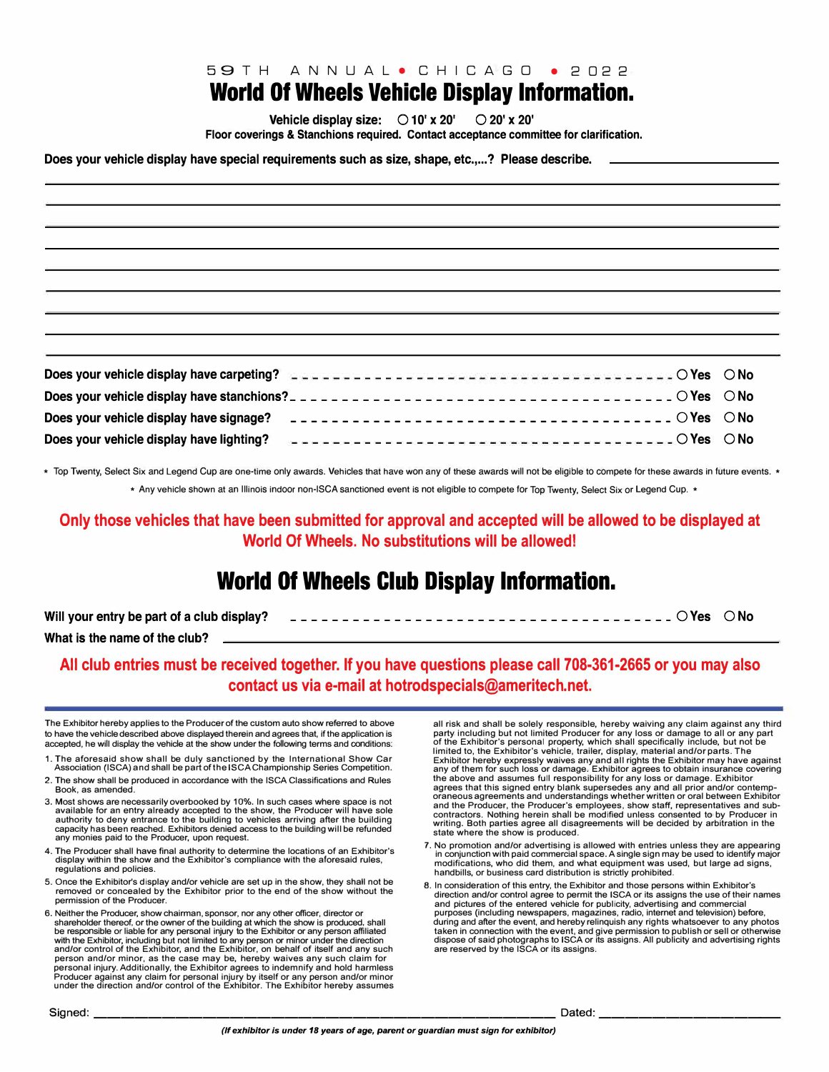59TH ANNUAL • CHICAGO • 2022

# World Of Wheels Vehicle Display Information.

**Vehicle display size:** ○ 10' x 20' ○ 20' x 20'

**Floor coverings & Stanchions required. Contact acceptance committee for clarification.**

**Does your vehicle display have special requirements such as size, shape, etc.,...? Please describe.** ____________________

______________________________________________

______________________________________________

______________________________________________

______________________________________________

______________________________________________

______________________________________________

______________________________________________

______________________________________________

**Does your vehicle display have carpeting?** - - - - - - - - - - ○ Yes ○ No

**Does your vehicle display have stanchions?** - - - - - - - - - - ○ Yes ○ No

**Does your vehicle display have signage?** - - - - - - - - - - ○ Yes ○ No

**Does your vehicle display have lighting?** - - - - - - - - - - ○ Yes ○ No

* Top Twenty, Select Six and Legend Cup are one-time only awards. Vehicles that have won any of these awards will not be eligible to compete for these awards in future events. *

* Any vehicle shown at an Illinois indoor non-ISCA sanctioned event is not eligible to compete for Top Twenty, Select Six or Legend Cup. *

**Only those vehicles that have been submitted for approval and accepted will be allowed to be displayed at World Of Wheels. No substitutions will be allowed!**

# World Of Wheels Club Display Information.

**Will your entry be part of a club display?** - - - - - - - - - - ○ Yes ○ No

**What is the name of the club?** ____________________

**All club entries must be received together. If you have questions please call 708-361-2665 or you may also contact us via e-mail at hotrodspecials@ameritech.net.**

The Exhibitor hereby applies to the Producer of the custom auto show referred to above to have the vehicle described above displayed therein and agrees that, if the application is accepted, he will display the vehicle at the show under the following terms and conditions:

1. The aforesaid show shall be duly sanctioned by the International Show Car Association (ISCA) and shall be part of the ISCA Championship Series Competition.
2. The show shall be produced in accordance with the ISCA Classifications and Rules Book, as amended.
3. Most shows are necessarily overbooked by 10%. In such cases where space is not available for an entry already accepted to the show, the Producer will have sole authority to deny entrance to the building to vehicles arriving after the building capacity has been reached. Exhibitors denied access to the building will be refunded any monies paid to the Producer, upon request.
4. The Producer shall have final authority to determine the locations of an Exhibitor's display within the show and the Exhibitor's compliance with the aforesaid rules, regulations and policies.
5. Once the Exhibitor's display and/or vehicle are set up in the show, they shall not be removed or concealed by the Exhibitor prior to the end of the show without the permission of the Producer.
6. Neither the Producer, show chairman, sponsor, nor any other officer, director or shareholder thereof, or the owner of the building at which the show is produced, shall be responsible or liable for any personal injury to the Exhibitor or any person affiliated with the Exhibitor, including but not limited to any person or minor under the direction and/or control of the Exhibitor, and the Exhibitor, on behalf of itself and any such person and/or minor, as the case may be, hereby waives any such claim for personal injury. Additionally, the Exhibitor agrees to indemnify and hold harmless Producer against any claim for personal injury by itself or any person and/or minor under the direction and/or control of the Exhibitor. The Exhibitor hereby assumes all risk and shall be solely responsible, hereby waiving any claim against any third party including but not limited Producer for any loss or damage to all or any part of the Exhibitor's personal property, which shall specifically include, but not be limited to, the Exhibitor's vehicle, trailer, display, material and/or parts. The Exhibitor hereby expressly waives any and all rights the Exhibitor may have against any of them for such loss or damage. Exhibitor agrees to obtain insurance covering the above and assumes full responsibility for any loss or damage. Exhibitor agrees that this signed entry blank supersedes any and all prior and/or contemporaneous agreements and understandings whether written or oral between Exhibitor and the Producer, the Producer's employees, show staff, representatives and sub-contractors. Nothing herein shall be modified unless consented to by Producer in writing. Both parties agree all disagreements will be decided by arbitration in the state where the show is produced.
7. No promotion and/or advertising is allowed with entries unless they are appearing in conjunction with paid commercial space. A single sign may be used to identify major modifications, who did them, and what equipment was used, but large ad signs, handbills, or business card distribution is strictly prohibited.
8. In consideration of this entry, the Exhibitor and those persons within Exhibitor's direction and/or control agree to permit the ISCA or its assigns the use of their names and pictures of the entered vehicle for publicity, advertising and commercial purposes (including newspapers, magazines, radio, internet and television) before, during and after the event, and hereby relinquish any rights whatsoever to any photos taken in connection with the event, and give permission to publish or sell or otherwise dispose of said photographs to ISCA or its assigns. All publicity and advertising rights are reserved by the ISCA or its assigns.

Signed: ______________________________ Dated: ____________________

***(If exhibitor is under 18 years of age, parent or guardian must sign for exhibitor)***